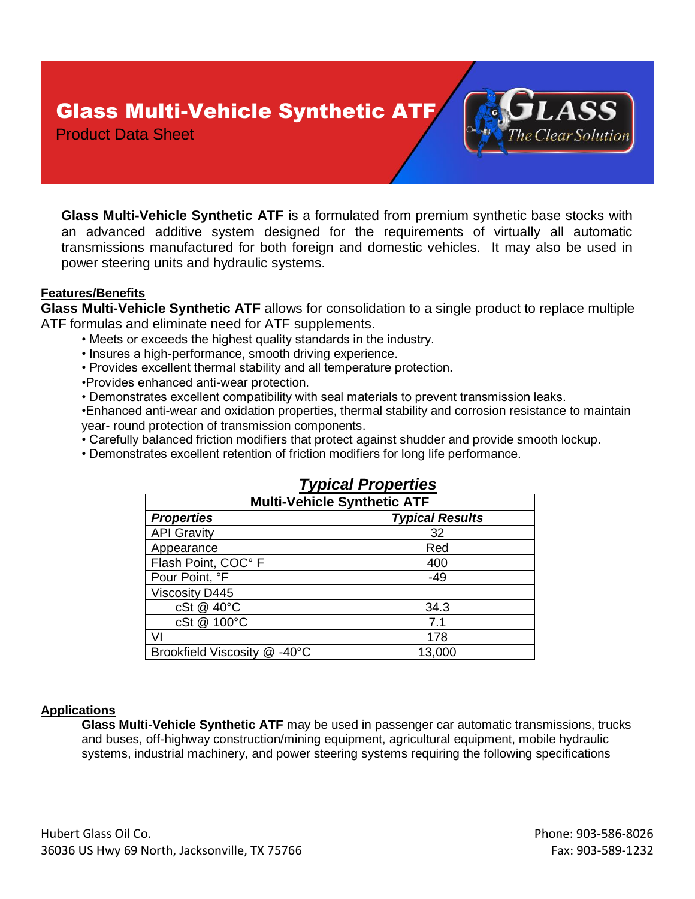# Glass Multi-Vehicle Synthetic ATF

Product Data Sheet

**Glass Multi-Vehicle Synthetic ATF** is a formulated from premium synthetic base stocks with an advanced additive system designed for the requirements of virtually all automatic transmissions manufactured for both foreign and domestic vehicles. It may also be used in power steering units and hydraulic systems.

## Features/Benefits

**Glass Multi-Vehicle Synthetic ATF** allows for consolidation to a single product to replace multiple ATF formulas and eliminate need for ATF supplements.

- Meets or exceeds the highest quality standards in the industry.
- Insures a high-performance, smooth driving experience.
- Provides excellent thermal stability and all temperature protection.
- Provides enhanced anti-wear protection.
- Demonstrates excellent compatibility with seal materials to prevent transmission leaks.
- Enhanced anti-wear and oxidation properties, thermal stability and corrosion resistance to maintain year- round protection of transmission components.
- Carefully balanced friction modifiers that protect against shudder and provide smooth lockup.
- Demonstrates excellent retention of friction modifiers for long life performance.

## *Typical Properties*

| Multi-Vehicle Synthetic ATF | |
|---|---|
| ***Properties*** | ***Typical Results*** |
| API Gravity | 32 |
| Appearance | Red |
| Flash Point, COC° F | 400 |
| Pour Point, °F | -49 |
| Viscosity D445 | |
| cSt @ 40°C | 34.3 |
| cSt @ 100°C | 7.1 |
| VI | 178 |
| Brookfield Viscosity @ -40°C | 13,000 |

## Applications

**Glass Multi-Vehicle Synthetic ATF** may be used in passenger car automatic transmissions, trucks and buses, off-highway construction/mining equipment, agricultural equipment, mobile hydraulic systems, industrial machinery, and power steering systems requiring the following specifications

Hubert Glass Oil Co.
36036 US Hwy 69 North, Jacksonville, TX 75766

Phone: 903-586-8026
Fax: 903-589-1232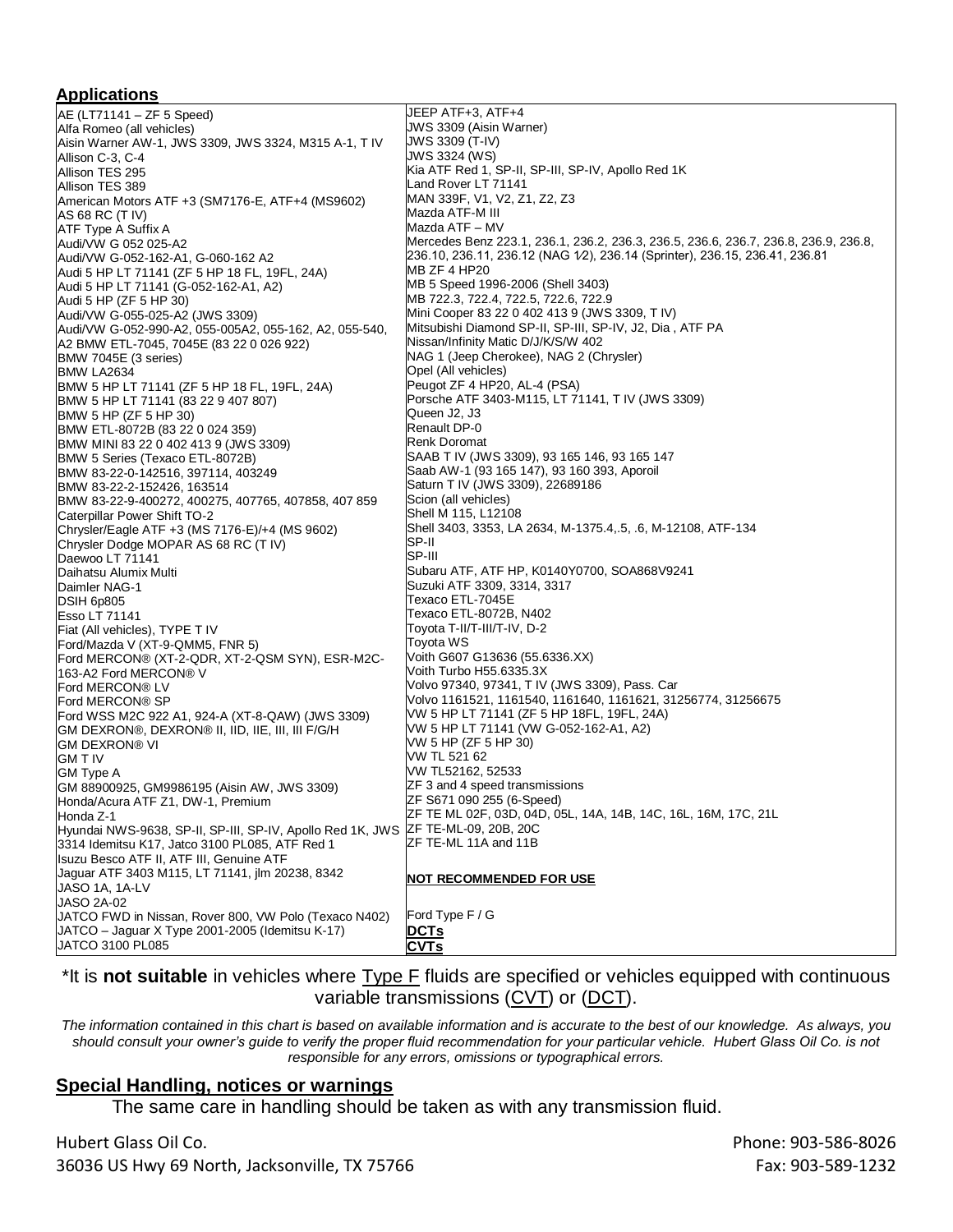## Applications

| | |
|---|---|
| AE (LT71141 – ZF 5 Speed) | JEEP ATF+3, ATF+4 |
| Alfa Romeo (all vehicles) | JWS 3309 (Aisin Warner) |
| Aisin Warner AW-1, JWS 3309, JWS 3324, M315 A-1, T IV | JWS 3309 (T-IV) |
| Allison C-3, C-4 | JWS 3324 (WS) |
| Allison TES 295 | Kia ATF Red 1, SP-II, SP-III, SP-IV, Apollo Red 1K |
| Allison TES 389 | Land Rover LT 71141 |
| American Motors ATF +3 (SM7176-E, ATF+4 (MS9602) | MAN 339F, V1, V2, Z1, Z2, Z3 |
| AS 68 RC (T IV) | Mazda ATF-M III |
| ATF Type A Suffix A | Mazda ATF – MV |
| Audi/VW G 052 025-A2 | Mercedes Benz 223.1, 236.1, 236.2, 236.3, 236.5, 236.6, 236.7, 236.8, 236.9, 236.8, |
| Audi/VW G-052-162-A1, G-060-162 A2 | 236.10, 236.11, 236.12 (NAG 1⁄2), 236.14 (Sprinter), 236.15, 236.41, 236.81 |
| Audi 5 HP LT 71141 (ZF 5 HP 18 FL, 19FL, 24A) | MB ZF 4 HP20 |
| Audi 5 HP LT 71141 (G-052-162-A1, A2) | MB 5 Speed 1996-2006 (Shell 3403) |
| Audi 5 HP (ZF 5 HP 30) | MB 722.3, 722.4, 722.5, 722.6, 722.9 |
| Audi/VW G-055-025-A2 (JWS 3309) | Mini Cooper 83 22 0 402 413 9 (JWS 3309, T IV) |
| Audi/VW G-052-990-A2, 055-005A2, 055-162, A2, 055-540, | Mitsubishi Diamond SP-II, SP-III, SP-IV, J2, Dia , ATF PA |
| A2 BMW ETL-7045, 7045E (83 22 0 026 922) | Nissan/Infinity Matic D/J/K/S/W 402 |
| BMW 7045E (3 series) | NAG 1 (Jeep Cherokee), NAG 2 (Chrysler) |
| BMW LA2634 | Opel (All vehicles) |
| BMW 5 HP LT 71141 (ZF 5 HP 18 FL, 19FL, 24A) | Peugot ZF 4 HP20, AL-4 (PSA) |
| BMW 5 HP LT 71141 (83 22 9 407 807) | Porsche ATF 3403-M115, LT 71141, T IV (JWS 3309) |
| BMW 5 HP (ZF 5 HP 30) | Queen J2, J3 |
| BMW ETL-8072B (83 22 0 024 359) | Renault DP-0 |
| BMW MINI 83 22 0 402 413 9 (JWS 3309) | Renk Doromat |
| BMW 5 Series (Texaco ETL-8072B) | SAAB T IV (JWS 3309), 93 165 146, 93 165 147 |
| BMW 83-22-0-142516, 397114, 403249 | Saab AW-1 (93 165 147), 93 160 393, Aporoil |
| BMW 83-22-2-152426, 163514 | Saturn T IV (JWS 3309), 22689186 |
| BMW 83-22-9-400272, 400275, 407765, 407858, 407 859 | Scion (all vehicles) |
| Caterpillar Power Shift TO-2 | Shell M 115, L12108 |
| Chrysler/Eagle ATF +3 (MS 7176-E)/+4 (MS 9602) | Shell 3403, 3353, LA 2634, M-1375.4,.5, .6, M-12108, ATF-134 |
| Chrysler Dodge MOPAR AS 68 RC (T IV) | SP-II |
| Daewoo LT 71141 | SP-III |
| Daihatsu Alumix Multi | Subaru ATF, ATF HP, K0140Y0700, SOA868V9241 |
| Daimler NAG-1 | Suzuki ATF 3309, 3314, 3317 |
| DSIH 6p805 | Texaco ETL-7045E |
| Esso LT 71141 | Texaco ETL-8072B, N402 |
| Fiat (All vehicles), TYPE T IV | Toyota T-II/T-III/T-IV, D-2 |
| Ford/Mazda V (XT-9-QMM5, FNR 5) | Toyota WS |
| Ford MERCON® (XT-2-QDR, XT-2-QSM SYN), ESR-M2C- | Voith G607 G13636 (55.6336.XX) |
| 163-A2 Ford MERCON® V | Voith Turbo H55.6335.3X |
| Ford MERCON® LV | Volvo 97340, 97341, T IV (JWS 3309), Pass. Car |
| Ford MERCON® SP | Volvo 1161521, 1161540, 1161640, 1161621, 31256774, 31256675 |
| Ford WSS M2C 922 A1, 924-A (XT-8-QAW) (JWS 3309) | VW 5 HP LT 71141 (ZF 5 HP 18FL, 19FL, 24A) |
| GM DEXRON®, DEXRON® II, IID, IIE, III, III F/G/H | VW 5 HP LT 71141 (VW G-052-162-A1, A2) |
| GM DEXRON® VI | VW 5 HP (ZF 5 HP 30) |
| GM T IV | VW TL 521 62 |
| GM Type A | VW TL52162, 52533 |
| GM 88900925, GM9986195 (Aisin AW, JWS 3309) | ZF 3 and 4 speed transmissions |
| Honda/Acura ATF Z1, DW-1, Premium | ZF S671 090 255 (6-Speed) |
| Honda Z-1 | ZF TE ML 02F, 03D, 04D, 05L, 14A, 14B, 14C, 16L, 16M, 17C, 21L |
| Hyundai NWS-9638, SP-II, SP-III, SP-IV, Apollo Red 1K, JWS | ZF TE-ML-09, 20B, 20C |
| 3314 Idemitsu K17, Jatco 3100 PL085, ATF Red 1 | ZF TE-ML 11A and 11B |
| Isuzu Besco ATF II, ATF III, Genuine ATF | |
| Jaguar ATF 3403 M115, LT 71141, jlm 20238, 8342 | **NOT RECOMMENDED FOR USE** |
| JASO 1A, 1A-LV | |
| JASO 2A-02 | |
| JATCO FWD in Nissan, Rover 800, VW Polo (Texaco N402) | Ford Type F / G |
| JATCO – Jaguar X Type 2001-2005 (Idemitsu K-17) | **DCTs** |
| JATCO 3100 PL085 | **CVTs** |

*It is **not suitable** in vehicles where Type F fluids are specified or vehicles equipped with continuous variable transmissions (CVT) or (DCT).

*The information contained in this chart is based on available information and is accurate to the best of our knowledge. As always, you should consult your owner's guide to verify the proper fluid recommendation for your particular vehicle. Hubert Glass Oil Co. is not responsible for any errors, omissions or typographical errors.*

## Special Handling, notices or warnings

The same care in handling should be taken as with any transmission fluid.

Hubert Glass Oil Co.
36036 US Hwy 69 North, Jacksonville, TX 75766

Phone: 903-586-8026
Fax: 903-589-1232